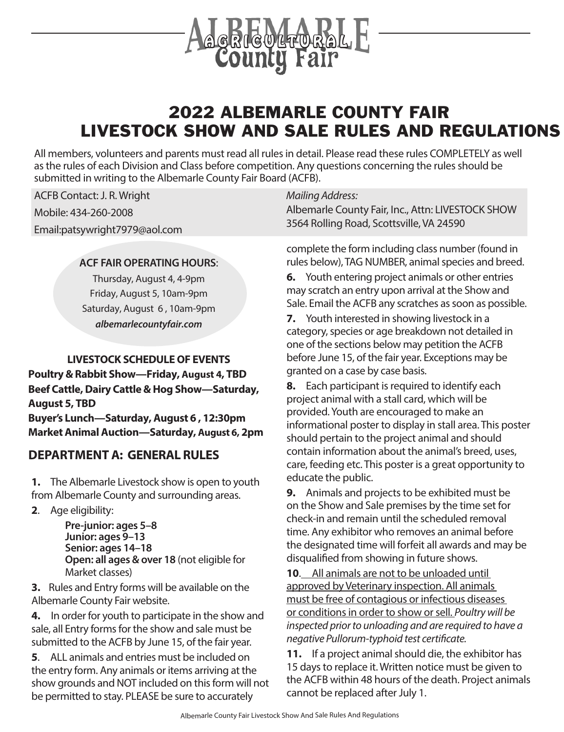# ALBEMARLE AGRICULTURAL County Fair

## 2022 ALBEMARLE COUNTY FAIR LIVESTOCK SHOW AND SALE RULES AND REGULATIONS

All members, volunteers and parents must read all rules in detail. Please read these rules COMPLETELY as well as the rules of each Division and Class before competition. Any questions concerning the rules should be submitted in writing to the Albemarle County Fair Board (ACFB).

ACFB Contact: J. R. Wright
Mobile: 434-260-2008
Email:patsywright7979@aol.com

*Mailing Address:*
Albemarle County Fair, Inc., Attn: LIVESTOCK SHOW
3564 Rolling Road, Scottsville, VA 24590

**ACF FAIR OPERATING HOURS**:
Thursday, August 4, 4-9pm
Friday, August 5, 10am-9pm
Saturday, August 6 , 10am-9pm
***albemarlecountyfair.com***

**LIVESTOCK SCHEDULE OF EVENTS**

**Poultry & Rabbit Show—Friday, August 4, TBD**
**Beef Cattle, Dairy Cattle & Hog Show—Saturday, August 5, TBD**
**Buyer's Lunch—Saturday, August 6 , 12:30pm**
**Market Animal Auction—Saturday, August 6, 2pm**

### DEPARTMENT A: GENERAL RULES

**1.** The Albemarle Livestock show is open to youth from Albemarle County and surrounding areas.

**2**. Age eligibility:

**Pre-junior: ages 5–8**
**Junior: ages 9–13**
**Senior: ages 14–18**
**Open: all ages & over 18** (not eligible for Market classes)

**3.** Rules and Entry forms will be available on the Albemarle County Fair website.

**4.** In order for youth to participate in the show and sale, all Entry forms for the show and sale must be submitted to the ACFB by June 15, of the fair year.

**5**. ALL animals and entries must be included on the entry form. Any animals or items arriving at the show grounds and NOT included on this form will not be permitted to stay. PLEASE be sure to accurately complete the form including class number (found in rules below), TAG NUMBER, animal species and breed.

**6.** Youth entering project animals or other entries may scratch an entry upon arrival at the Show and Sale. Email the ACFB any scratches as soon as possible.

**7.** Youth interested in showing livestock in a category, species or age breakdown not detailed in one of the sections below may petition the ACFB before June 15, of the fair year. Exceptions may be granted on a case by case basis.

**8.** Each participant is required to identify each project animal with a stall card, which will be provided. Youth are encouraged to make an informational poster to display in stall area. This poster should pertain to the project animal and should contain information about the animal's breed, uses, care, feeding etc. This poster is a great opportunity to educate the public.

**9.** Animals and projects to be exhibited must be on the Show and Sale premises by the time set for check-in and remain until the scheduled removal time. Any exhibitor who removes an animal before the designated time will forfeit all awards and may be disqualified from showing in future shows.

**10**. All animals are not to be unloaded until approved by Veterinary inspection. All animals must be free of contagious or infectious diseases or conditions in order to show or sell. *Poultry will be inspected prior to unloading and are required to have a negative Pullorum-typhoid test certificate.*

**11.** If a project animal should die, the exhibitor has 15 days to replace it. Written notice must be given to the ACFB within 48 hours of the death. Project animals cannot be replaced after July 1.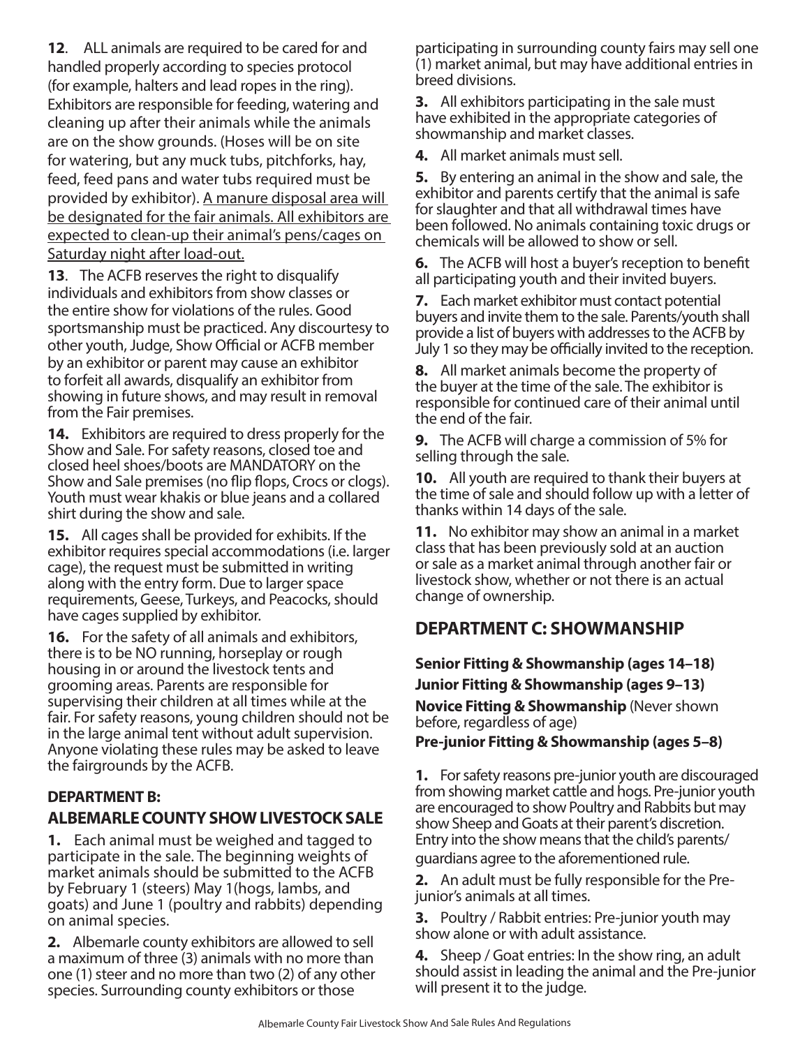**12**. ALL animals are required to be cared for and handled properly according to species protocol (for example, halters and lead ropes in the ring). Exhibitors are responsible for feeding, watering and cleaning up after their animals while the animals are on the show grounds. (Hoses will be on site for watering, but any muck tubs, pitchforks, hay, feed, feed pans and water tubs required must be provided by exhibitor). A manure disposal area will be designated for the fair animals. All exhibitors are expected to clean-up their animal's pens/cages on Saturday night after load-out.

**13**. The ACFB reserves the right to disqualify individuals and exhibitors from show classes or the entire show for violations of the rules. Good sportsmanship must be practiced. Any discourtesy to other youth, Judge, Show Official or ACFB member by an exhibitor or parent may cause an exhibitor to forfeit all awards, disqualify an exhibitor from showing in future shows, and may result in removal from the Fair premises.

**14.** Exhibitors are required to dress properly for the Show and Sale. For safety reasons, closed toe and closed heel shoes/boots are MANDATORY on the Show and Sale premises (no flip flops, Crocs or clogs). Youth must wear khakis or blue jeans and a collared shirt during the show and sale.

**15.** All cages shall be provided for exhibits. If the exhibitor requires special accommodations (i.e. larger cage), the request must be submitted in writing along with the entry form. Due to larger space requirements, Geese, Turkeys, and Peacocks, should have cages supplied by exhibitor.

**16.** For the safety of all animals and exhibitors, there is to be NO running, horseplay or rough housing in or around the livestock tents and grooming areas. Parents are responsible for supervising their children at all times while at the fair. For safety reasons, young children should not be in the large animal tent without adult supervision. Anyone violating these rules may be asked to leave the fairgrounds by the ACFB.

## DEPARTMENT B: ALBEMARLE COUNTY SHOW LIVESTOCK SALE

**1.** Each animal must be weighed and tagged to participate in the sale. The beginning weights of market animals should be submitted to the ACFB by February 1 (steers) May 1(hogs, lambs, and goats) and June 1 (poultry and rabbits) depending on animal species.

**2.** Albemarle county exhibitors are allowed to sell a maximum of three (3) animals with no more than one (1) steer and no more than two (2) of any other species. Surrounding county exhibitors or those participating in surrounding county fairs may sell one (1) market animal, but may have additional entries in breed divisions.

**3.** All exhibitors participating in the sale must have exhibited in the appropriate categories of showmanship and market classes.

**4.** All market animals must sell.

**5.** By entering an animal in the show and sale, the exhibitor and parents certify that the animal is safe for slaughter and that all withdrawal times have been followed. No animals containing toxic drugs or chemicals will be allowed to show or sell.

**6.** The ACFB will host a buyer's reception to benefit all participating youth and their invited buyers.

**7.** Each market exhibitor must contact potential buyers and invite them to the sale. Parents/youth shall provide a list of buyers with addresses to the ACFB by July 1 so they may be officially invited to the reception.

**8.** All market animals become the property of the buyer at the time of the sale. The exhibitor is responsible for continued care of their animal until the end of the fair.

**9.** The ACFB will charge a commission of 5% for selling through the sale.

**10.** All youth are required to thank their buyers at the time of sale and should follow up with a letter of thanks within 14 days of the sale.

**11.** No exhibitor may show an animal in a market class that has been previously sold at an auction or sale as a market animal through another fair or livestock show, whether or not there is an actual change of ownership.

## DEPARTMENT C: SHOWMANSHIP

**Senior Fitting & Showmanship (ages 14–18)**

**Junior Fitting & Showmanship (ages 9–13)**

**Novice Fitting & Showmanship** (Never shown before, regardless of age)

**Pre-junior Fitting & Showmanship (ages 5–8)**

**1.** For safety reasons pre-junior youth are discouraged from showing market cattle and hogs. Pre-junior youth are encouraged to show Poultry and Rabbits but may show Sheep and Goats at their parent's discretion. Entry into the show means that the child's parents/guardians agree to the aforementioned rule.

**2.** An adult must be fully responsible for the Pre-junior's animals at all times.

**3.** Poultry / Rabbit entries: Pre-junior youth may show alone or with adult assistance.

**4.** Sheep / Goat entries: In the show ring, an adult should assist in leading the animal and the Pre-junior will present it to the judge.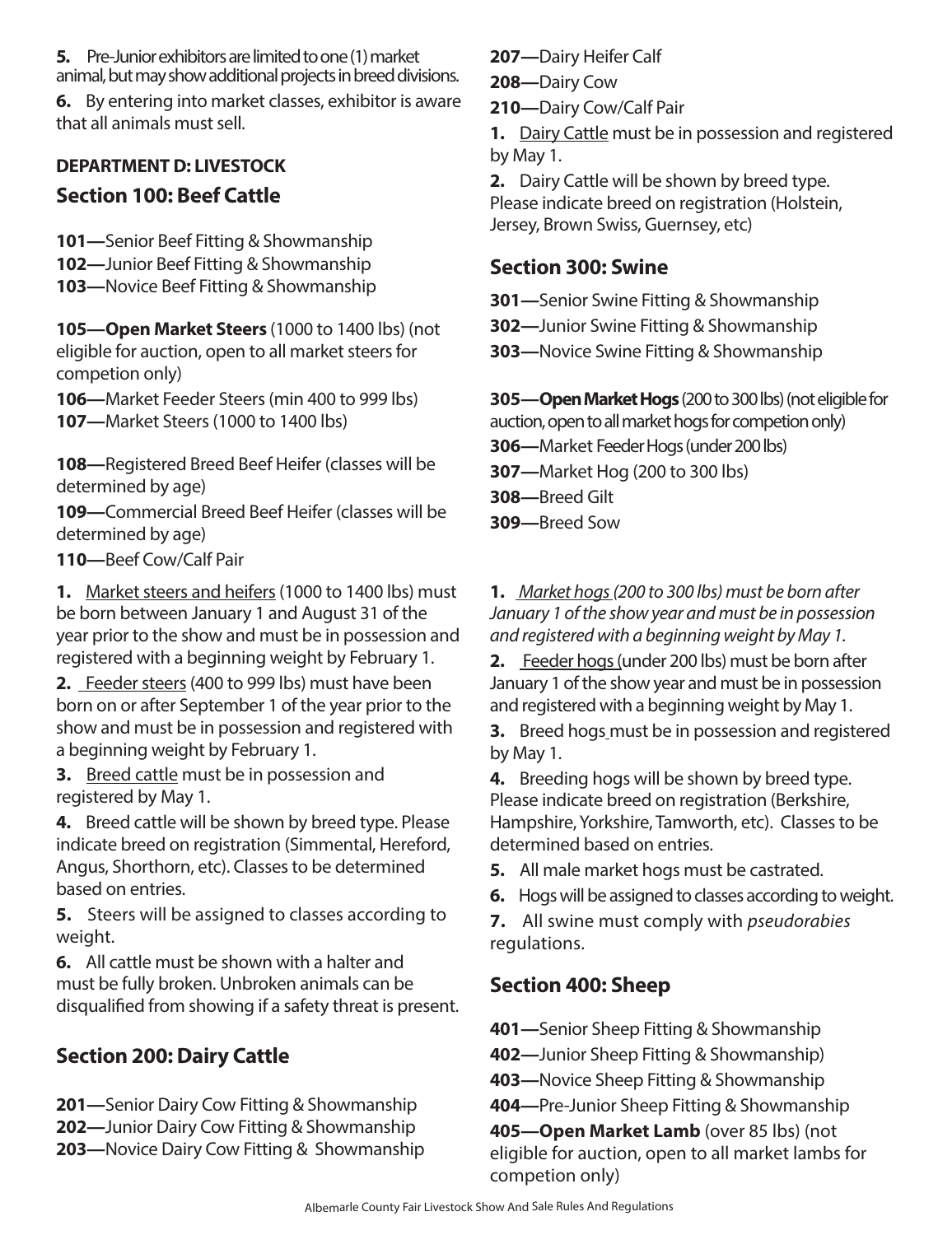**5.** Pre-Junior exhibitors are limited to one (1) market animal, but may show additional projects in breed divisions.

**6.** By entering into market classes, exhibitor is aware that all animals must sell.

**DEPARTMENT D: LIVESTOCK**

## Section 100: Beef Cattle

**101—**Senior Beef Fitting & Showmanship
**102—**Junior Beef Fitting & Showmanship
**103—**Novice Beef Fitting & Showmanship

**105—Open Market Steers** (1000 to 1400 lbs) (not eligible for auction, open to all market steers for competion only)
**106—**Market Feeder Steers (min 400 to 999 lbs)
**107—**Market Steers (1000 to 1400 lbs)

**108—**Registered Breed Beef Heifer (classes will be determined by age)
**109—**Commercial Breed Beef Heifer (classes will be determined by age)
**110—**Beef Cow/Calf Pair

**1.** Market steers and heifers (1000 to 1400 lbs) must be born between January 1 and August 31 of the year prior to the show and must be in possession and registered with a beginning weight by February 1.

**2.** Feeder steers (400 to 999 lbs) must have been born on or after September 1 of the year prior to the show and must be in possession and registered with a beginning weight by February 1.

**3.** Breed cattle must be in possession and registered by May 1.

**4.** Breed cattle will be shown by breed type. Please indicate breed on registration (Simmental, Hereford, Angus, Shorthorn, etc). Classes to be determined based on entries.

**5.** Steers will be assigned to classes according to weight.

**6.** All cattle must be shown with a halter and must be fully broken. Unbroken animals can be disqualified from showing if a safety threat is present.

## Section 200: Dairy Cattle

**201—**Senior Dairy Cow Fitting & Showmanship
**202—**Junior Dairy Cow Fitting & Showmanship
**203—**Novice Dairy Cow Fitting & Showmanship

**207—**Dairy Heifer Calf
**208—**Dairy Cow
**210—**Dairy Cow/Calf Pair

**1.** Dairy Cattle must be in possession and registered by May 1.

**2.** Dairy Cattle will be shown by breed type. Please indicate breed on registration (Holstein, Jersey, Brown Swiss, Guernsey, etc)

## Section 300: Swine

**301—**Senior Swine Fitting & Showmanship
**302—**Junior Swine Fitting & Showmanship
**303—**Novice Swine Fitting & Showmanship

**305—Open Market Hogs** (200 to 300 lbs) (not eligible for auction, open to all market hogs for competion only)
**306—**Market Feeder Hogs (under 200 lbs)
**307—**Market Hog (200 to 300 lbs)
**308—**Breed Gilt
**309—**Breed Sow

**1.** *Market hogs (200 to 300 lbs) must be born after January 1 of the show year and must be in possession and registered with a beginning weight by May 1.*

**2.** Feeder hogs (under 200 lbs) must be born after January 1 of the show year and must be in possession and registered with a beginning weight by May 1.

**3.** Breed hogs must be in possession and registered by May 1.

**4.** Breeding hogs will be shown by breed type. Please indicate breed on registration (Berkshire, Hampshire, Yorkshire, Tamworth, etc). Classes to be determined based on entries.

**5.** All male market hogs must be castrated.

**6.** Hogs will be assigned to classes according to weight.

**7.** All swine must comply with *pseudorabies* regulations.

## Section 400: Sheep

**401—**Senior Sheep Fitting & Showmanship
**402—**Junior Sheep Fitting & Showmanship)
**403—**Novice Sheep Fitting & Showmanship
**404—**Pre-Junior Sheep Fitting & Showmanship
**405—Open Market Lamb** (over 85 lbs) (not eligible for auction, open to all market lambs for competion only)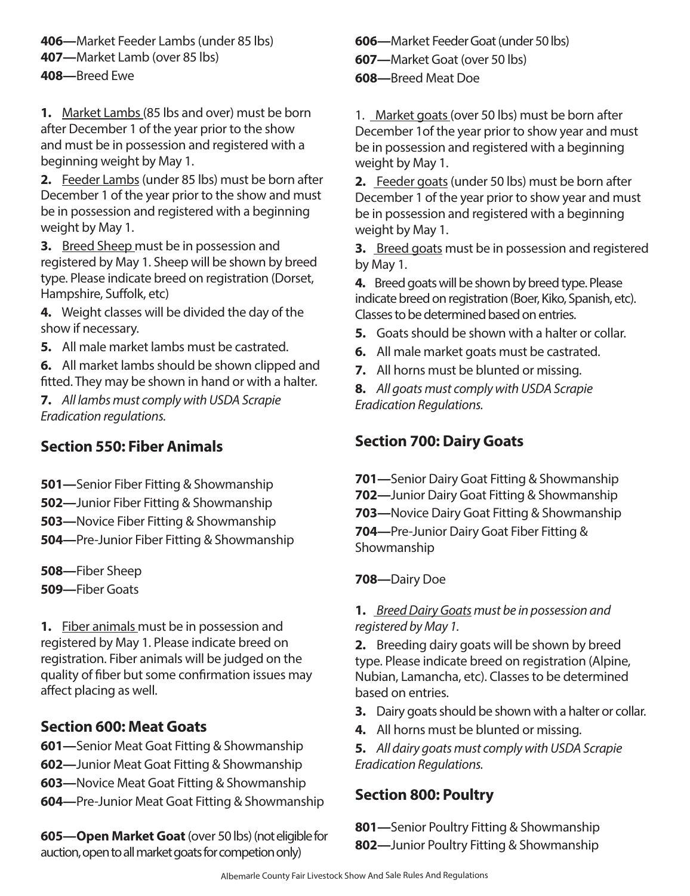**406—**Market Feeder Lambs (under 85 lbs)
**407—**Market Lamb (over 85 lbs)
**408—**Breed Ewe

**1.** Market Lambs (85 lbs and over) must be born after December 1 of the year prior to the show and must be in possession and registered with a beginning weight by May 1.

**2.** Feeder Lambs (under 85 lbs) must be born after December 1 of the year prior to the show and must be in possession and registered with a beginning weight by May 1.

**3.** Breed Sheep must be in possession and registered by May 1. Sheep will be shown by breed type. Please indicate breed on registration (Dorset, Hampshire, Suffolk, etc)

**4.** Weight classes will be divided the day of the show if necessary.

**5.** All male market lambs must be castrated.

**6.** All market lambs should be shown clipped and fitted. They may be shown in hand or with a halter.

**7.** *All lambs must comply with USDA Scrapie Eradication regulations.*

## Section 550: Fiber Animals

**501—**Senior Fiber Fitting & Showmanship
**502—**Junior Fiber Fitting & Showmanship
**503—**Novice Fiber Fitting & Showmanship
**504—**Pre-Junior Fiber Fitting & Showmanship

**508—**Fiber Sheep
**509—**Fiber Goats

**1.** Fiber animals must be in possession and registered by May 1. Please indicate breed on registration. Fiber animals will be judged on the quality of fiber but some confirmation issues may affect placing as well.

## Section 600: Meat Goats

**601—**Senior Meat Goat Fitting & Showmanship
**602—**Junior Meat Goat Fitting & Showmanship
**603—**Novice Meat Goat Fitting & Showmanship
**604—**Pre-Junior Meat Goat Fitting & Showmanship

**605—Open Market Goat** (over 50 lbs) (not eligible for auction, open to all market goats for competion only)

**606—**Market Feeder Goat (under 50 lbs)
**607—**Market Goat (over 50 lbs)
**608—**Breed Meat Doe

1. Market goats (over 50 lbs) must be born after December 1of the year prior to show year and must be in possession and registered with a beginning weight by May 1.

**2.** Feeder goats (under 50 lbs) must be born after December 1 of the year prior to show year and must be in possession and registered with a beginning weight by May 1.

**3.** Breed goats must be in possession and registered by May 1.

**4.** Breed goats will be shown by breed type. Please indicate breed on registration (Boer, Kiko, Spanish, etc). Classes to be determined based on entries.

**5.** Goats should be shown with a halter or collar.

**6.** All male market goats must be castrated.

**7.** All horns must be blunted or missing.

**8.** *All goats must comply with USDA Scrapie Eradication Regulations.*

## Section 700: Dairy Goats

**701—**Senior Dairy Goat Fitting & Showmanship
**702—**Junior Dairy Goat Fitting & Showmanship
**703—**Novice Dairy Goat Fitting & Showmanship
**704—**Pre-Junior Dairy Goat Fiber Fitting & Showmanship

**708—**Dairy Doe

**1.** *Breed Dairy Goats must be in possession and registered by May 1.*

**2.** Breeding dairy goats will be shown by breed type. Please indicate breed on registration (Alpine, Nubian, Lamancha, etc). Classes to be determined based on entries.

**3.** Dairy goats should be shown with a halter or collar.

**4.** All horns must be blunted or missing.

**5.** *All dairy goats must comply with USDA Scrapie Eradication Regulations.*

## Section 800: Poultry

**801—**Senior Poultry Fitting & Showmanship
**802—**Junior Poultry Fitting & Showmanship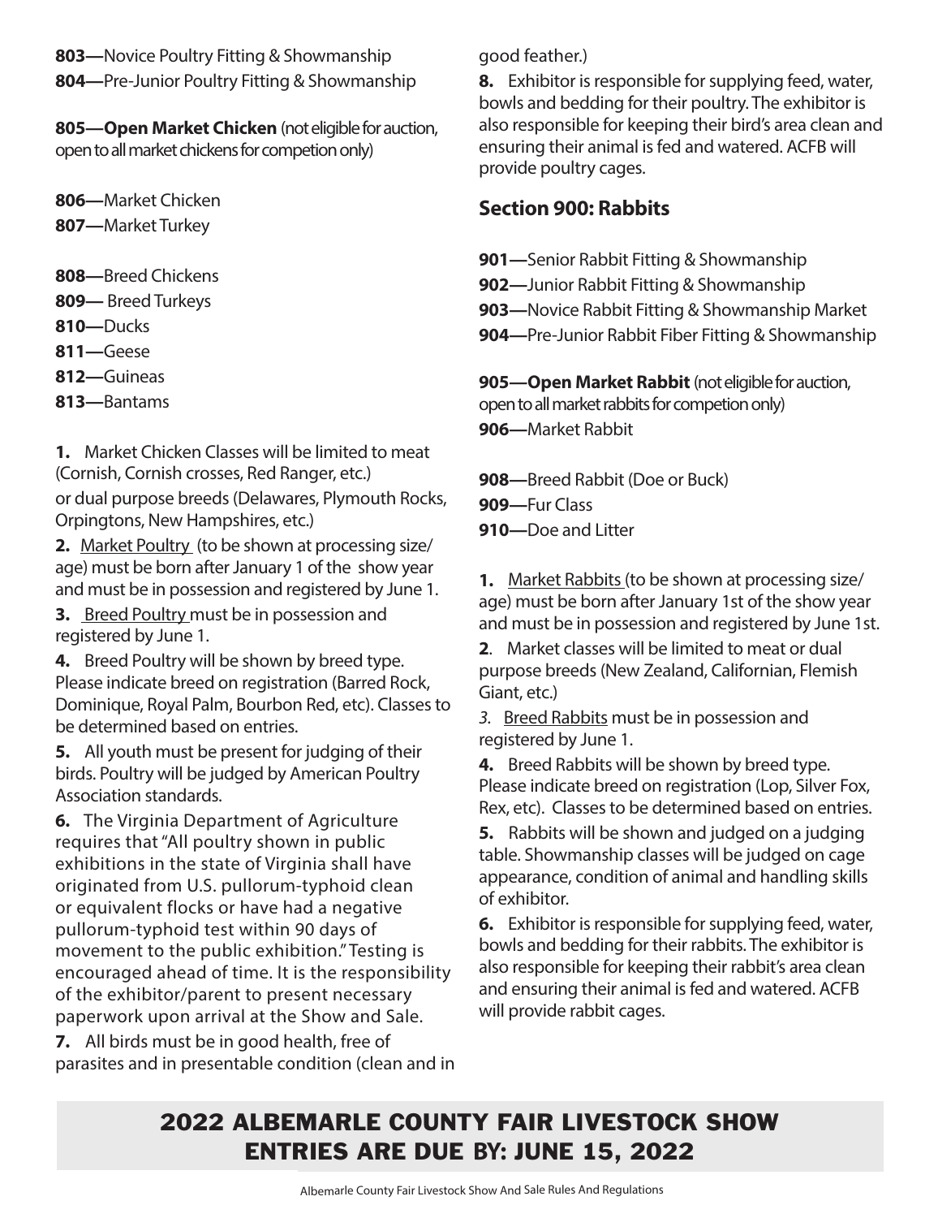**803—**Novice Poultry Fitting & Showmanship
**804—**Pre-Junior Poultry Fitting & Showmanship

**805—Open Market Chicken** (not eligible for auction, open to all market chickens for competion only)

**806—**Market Chicken
**807—**Market Turkey

**808—**Breed Chickens
**809—** Breed Turkeys
**810—**Ducks
**811—**Geese
**812—**Guineas
**813—**Bantams

**1.** Market Chicken Classes will be limited to meat (Cornish, Cornish crosses, Red Ranger, etc.) or dual purpose breeds (Delawares, Plymouth Rocks, Orpingtons, New Hampshires, etc.)

**2.** Market Poultry (to be shown at processing size/ age) must be born after January 1 of the show year and must be in possession and registered by June 1.

**3.** Breed Poultry must be in possession and registered by June 1.

**4.** Breed Poultry will be shown by breed type. Please indicate breed on registration (Barred Rock, Dominique, Royal Palm, Bourbon Red, etc). Classes to be determined based on entries.

**5.** All youth must be present for judging of their birds. Poultry will be judged by American Poultry Association standards.

**6.** The Virginia Department of Agriculture requires that "All poultry shown in public exhibitions in the state of Virginia shall have originated from U.S. pullorum-typhoid clean or equivalent flocks or have had a negative pullorum-typhoid test within 90 days of movement to the public exhibition." Testing is encouraged ahead of time. It is the responsibility of the exhibitor/parent to present necessary paperwork upon arrival at the Show and Sale.

**7.** All birds must be in good health, free of parasites and in presentable condition (clean and in good feather.)

**8.** Exhibitor is responsible for supplying feed, water, bowls and bedding for their poultry. The exhibitor is also responsible for keeping their bird's area clean and ensuring their animal is fed and watered. ACFB will provide poultry cages.

## Section 900: Rabbits

**901—**Senior Rabbit Fitting & Showmanship
**902—**Junior Rabbit Fitting & Showmanship
**903—**Novice Rabbit Fitting & Showmanship Market
**904—**Pre-Junior Rabbit Fiber Fitting & Showmanship

**905—Open Market Rabbit** (not eligible for auction, open to all market rabbits for competion only)
**906—**Market Rabbit

**908—**Breed Rabbit (Doe or Buck)
**909—**Fur Class
**910—**Doe and Litter

**1.** Market Rabbits (to be shown at processing size/ age) must be born after January 1st of the show year and must be in possession and registered by June 1st.

**2**. Market classes will be limited to meat or dual purpose breeds (New Zealand, Californian, Flemish Giant, etc.)

*3.* Breed Rabbits must be in possession and registered by June 1.

**4.** Breed Rabbits will be shown by breed type. Please indicate breed on registration (Lop, Silver Fox, Rex, etc). Classes to be determined based on entries.

**5.** Rabbits will be shown and judged on a judging table. Showmanship classes will be judged on cage appearance, condition of animal and handling skills of exhibitor.

**6.** Exhibitor is responsible for supplying feed, water, bowls and bedding for their rabbits. The exhibitor is also responsible for keeping their rabbit's area clean and ensuring their animal is fed and watered. ACFB will provide rabbit cages.

**2022 ALBEMARLE COUNTY FAIR LIVESTOCK SHOW ENTRIES ARE DUE BY: JUNE 15, 2022**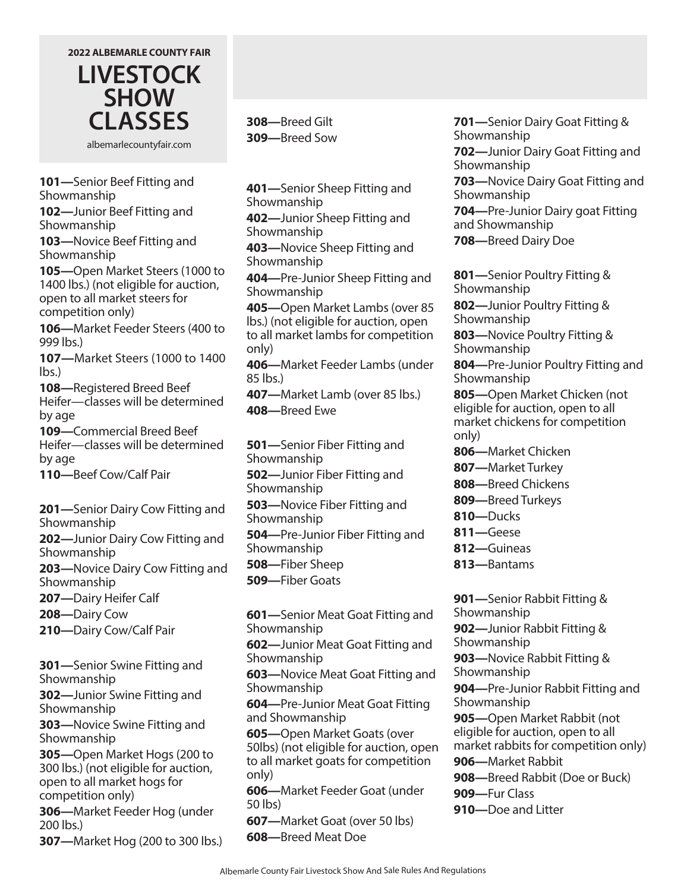2022 ALBEMARLE COUNTY FAIR

# LIVESTOCK SHOW CLASSES

albemarlecountyfair.com

**101—**Senior Beef Fitting and Showmanship
**102—**Junior Beef Fitting and Showmanship
**103—**Novice Beef Fitting and Showmanship
**105—**Open Market Steers (1000 to 1400 lbs.) (not eligible for auction, open to all market steers for competition only)
**106—**Market Feeder Steers (400 to 999 lbs.)
**107—**Market Steers (1000 to 1400 lbs.)
**108—**Registered Breed Beef Heifer—classes will be determined by age
**109—**Commercial Breed Beef Heifer—classes will be determined by age
**110—**Beef Cow/Calf Pair

**201—**Senior Dairy Cow Fitting and Showmanship
**202—**Junior Dairy Cow Fitting and Showmanship
**203—**Novice Dairy Cow Fitting and Showmanship
**207—**Dairy Heifer Calf
**208—**Dairy Cow
**210—**Dairy Cow/Calf Pair

**301—**Senior Swine Fitting and Showmanship
**302—**Junior Swine Fitting and Showmanship
**303—**Novice Swine Fitting and Showmanship
**305—**Open Market Hogs (200 to 300 lbs.) (not eligible for auction, open to all market hogs for competition only)
**306—**Market Feeder Hog (under 200 lbs.)
**307—**Market Hog (200 to 300 lbs.)
**308—**Breed Gilt
**309—**Breed Sow

**401—**Senior Sheep Fitting and Showmanship
**402—**Junior Sheep Fitting and Showmanship
**403—**Novice Sheep Fitting and Showmanship
**404—**Pre-Junior Sheep Fitting and Showmanship
**405—**Open Market Lambs (over 85 lbs.) (not eligible for auction, open to all market lambs for competition only)
**406—**Market Feeder Lambs (under 85 lbs.)
**407—**Market Lamb (over 85 lbs.)
**408—**Breed Ewe

**501—**Senior Fiber Fitting and Showmanship
**502—**Junior Fiber Fitting and Showmanship
**503—**Novice Fiber Fitting and Showmanship
**504—**Pre-Junior Fiber Fitting and Showmanship
**508—**Fiber Sheep
**509—**Fiber Goats

**601—**Senior Meat Goat Fitting and Showmanship
**602—**Junior Meat Goat Fitting and Showmanship
**603—**Novice Meat Goat Fitting and Showmanship
**604—**Pre-Junior Meat Goat Fitting and Showmanship
**605—**Open Market Goats (over 50lbs) (not eligible for auction, open to all market goats for competition only)
**606—**Market Feeder Goat (under 50 lbs)
**607—**Market Goat (over 50 lbs)
**608—**Breed Meat Doe

**701—**Senior Dairy Goat Fitting & Showmanship
**702—**Junior Dairy Goat Fitting and Showmanship
**703—**Novice Dairy Goat Fitting and Showmanship
**704—**Pre-Junior Dairy goat Fitting and Showmanship
**708—**Breed Dairy Doe

**801—**Senior Poultry Fitting & Showmanship
**802—**Junior Poultry Fitting & Showmanship
**803—**Novice Poultry Fitting & Showmanship
**804—**Pre-Junior Poultry Fitting and Showmanship
**805—**Open Market Chicken (not eligible for auction, open to all market chickens for competition only)
**806—**Market Chicken
**807—**Market Turkey
**808—**Breed Chickens
**809—**Breed Turkeys
**810—**Ducks
**811—**Geese
**812—**Guineas
**813—**Bantams

**901—**Senior Rabbit Fitting & Showmanship
**902—**Junior Rabbit Fitting & Showmanship
**903—**Novice Rabbit Fitting & Showmanship
**904—**Pre-Junior Rabbit Fitting and Showmanship
**905—**Open Market Rabbit (not eligible for auction, open to all market rabbits for competition only)
**906—**Market Rabbit
**908—**Breed Rabbit (Doe or Buck)
**909—**Fur Class
**910—**Doe and Litter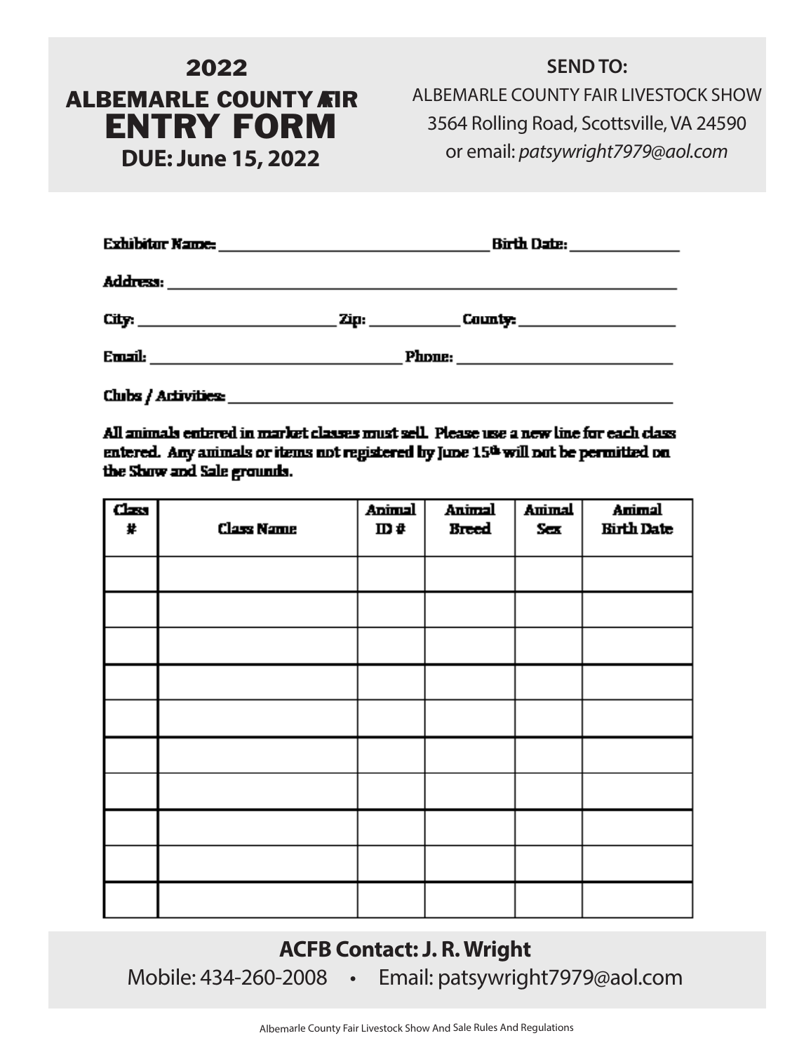# 2022 ALBEMARLE COUNTY FAIR ENTRY FORM

**DUE: June 15, 2022**

**SEND TO:**

ALBEMARLE COUNTY FAIR LIVESTOCK SHOW
3564 Rolling Road, Scottsville, VA 24590
or email: *patsywright7979@aol.com*

**Exhibitor Name:** ______________________________ **Birth Date:** ____________

**Address:** ____________________________________________________________

**City:** ______________________ **Zip:** __________ **County:** _________________

**Email:** ____________________________ **Phone:** _______________________

**Clubs / Activities:** ______________________________________________________

**All animals entered in market classes must sell. Please use a new line for each class entered. Any animals or items not registered by June 15th will not be permitted on the Show and Sale grounds.**

| Class # | Class Name | Animal ID # | Animal Breed | Animal Sex | Animal Birth Date |
|---|---|---|---|---|---|
| | | | | | |
| | | | | | |
| | | | | | |
| | | | | | |
| | | | | | |
| | | | | | |
| | | | | | |
| | | | | | |
| | | | | | |
| | | | | | |

**ACFB Contact: J. R. Wright**

Mobile: 434-260-2008 • Email: patsywright7979@aol.com